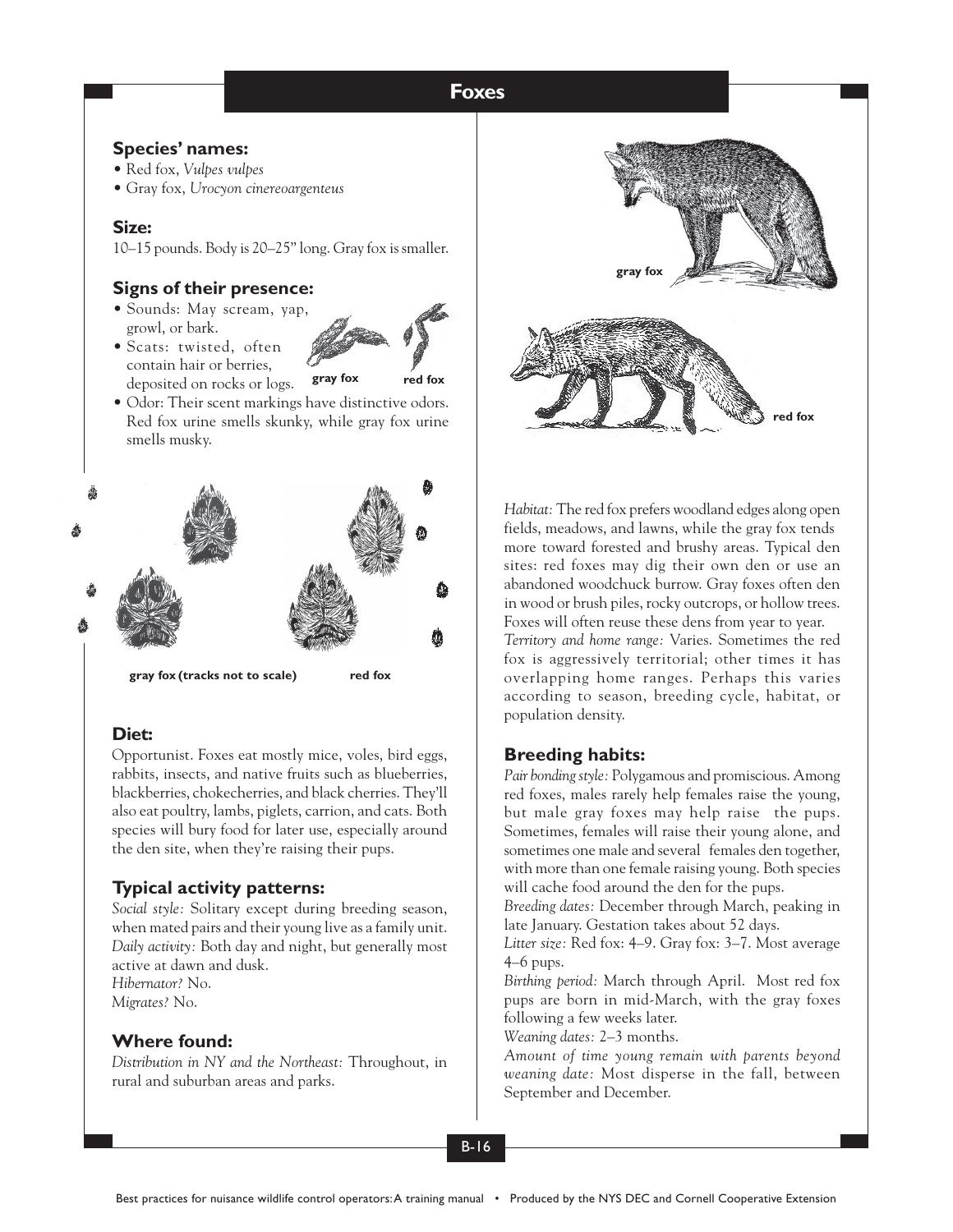# Foxes

## Species' names:

- Red fox, *Vulpes vulpes*
- Gray fox, *Urocyon cinereoargenteus*

## Size:

10–15 pounds. Body is 20–25" long. Gray fox is smaller.

## Signs of their presence:

- Sounds: May scream, yap, growl, or bark.
- Scats: twisted, often contain hair or berries, deposited on rocks or logs.
- Odor: Their scent markings have distinctive odors. Red fox urine smells skunky, while gray fox urine smells musky.

gray fox red fox

gray fox (tracks not to scale) red fox

## Diet:

Opportunist. Foxes eat mostly mice, voles, bird eggs, rabbits, insects, and native fruits such as blueberries, blackberries, chokecherries, and black cherries. They'll also eat poultry, lambs, piglets, carrion, and cats. Both species will bury food for later use, especially around the den site, when they're raising their pups.

## Typical activity patterns:

*Social style:* Solitary except during breeding season, when mated pairs and their young live as a family unit.
*Daily activity:* Both day and night, but generally most active at dawn and dusk.
*Hibernator?* No.
*Migrates?* No.

## Where found:

*Distribution in NY and the Northeast:* Throughout, in rural and suburban areas and parks.

gray fox

red fox

*Habitat:* The red fox prefers woodland edges along open fields, meadows, and lawns, while the gray fox tends more toward forested and brushy areas. Typical den sites: red foxes may dig their own den or use an abandoned woodchuck burrow. Gray foxes often den in wood or brush piles, rocky outcrops, or hollow trees. Foxes will often reuse these dens from year to year.
*Territory and home range:* Varies. Sometimes the red fox is aggressively territorial; other times it has overlapping home ranges. Perhaps this varies according to season, breeding cycle, habitat, or population density.

## Breeding habits:

*Pair bonding style:* Polygamous and promiscious. Among red foxes, males rarely help females raise the young, but male gray foxes may help raise the pups. Sometimes, females will raise their young alone, and sometimes one male and several females den together, with more than one female raising young. Both species will cache food around the den for the pups.
*Breeding dates:* December through March, peaking in late January. Gestation takes about 52 days.
*Litter size:* Red fox: 4–9. Gray fox: 3–7. Most average 4–6 pups.
*Birthing period:* March through April. Most red fox pups are born in mid-March, with the gray foxes following a few weeks later.
*Weaning dates:* 2–3 months.
*Amount of time young remain with parents beyond weaning date:* Most disperse in the fall, between September and December.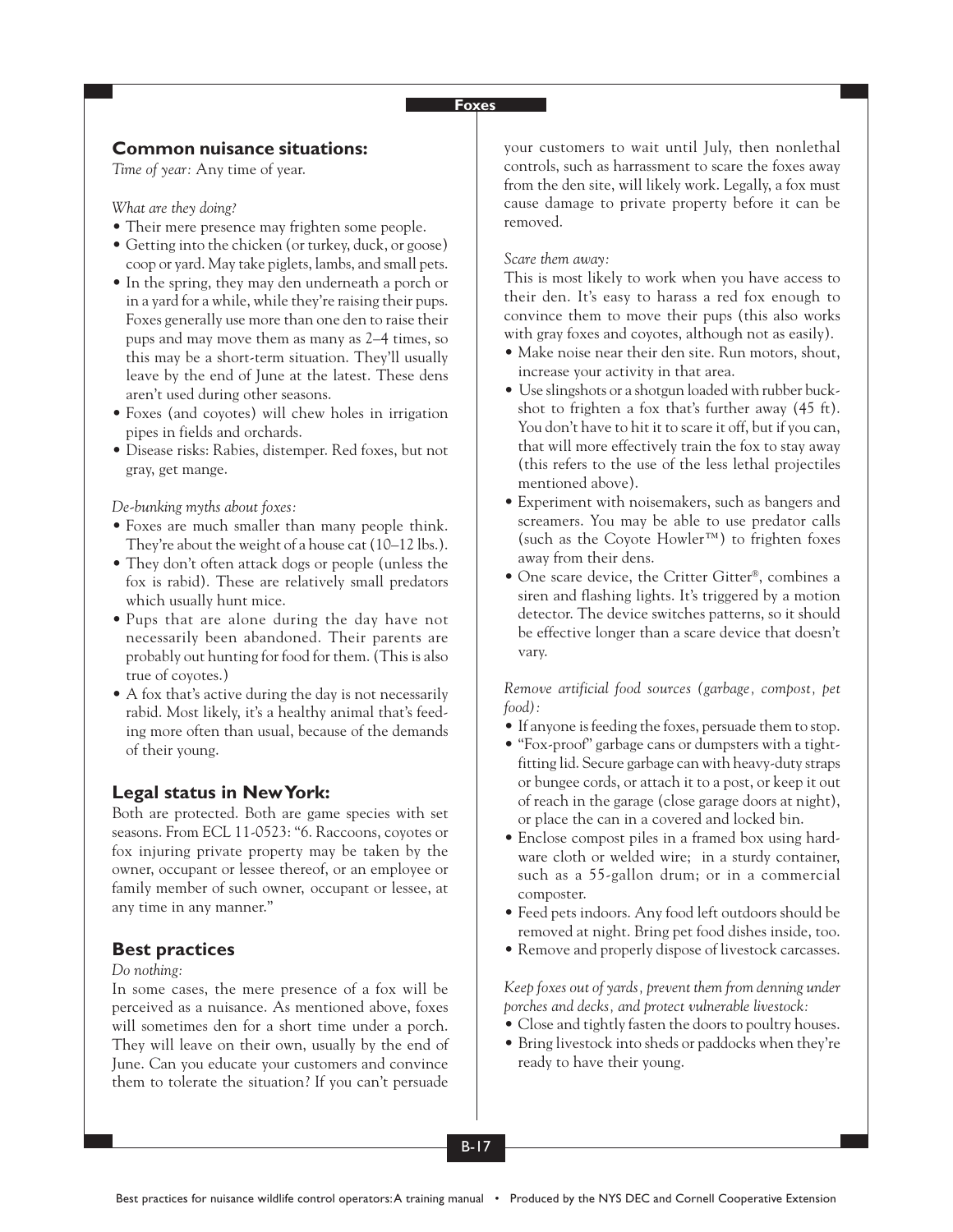## Common nuisance situations:

*Time of year:* Any time of year.

*What are they doing?*

- Their mere presence may frighten some people.
- Getting into the chicken (or turkey, duck, or goose) coop or yard. May take piglets, lambs, and small pets.
- In the spring, they may den underneath a porch or in a yard for a while, while they're raising their pups. Foxes generally use more than one den to raise their pups and may move them as many as 2–4 times, so this may be a short-term situation. They'll usually leave by the end of June at the latest. These dens aren't used during other seasons.
- Foxes (and coyotes) will chew holes in irrigation pipes in fields and orchards.
- Disease risks: Rabies, distemper. Red foxes, but not gray, get mange.

*De-bunking myths about foxes:*

- Foxes are much smaller than many people think. They're about the weight of a house cat (10–12 lbs.).
- They don't often attack dogs or people (unless the fox is rabid). These are relatively small predators which usually hunt mice.
- Pups that are alone during the day have not necessarily been abandoned. Their parents are probably out hunting for food for them. (This is also true of coyotes.)
- A fox that's active during the day is not necessarily rabid. Most likely, it's a healthy animal that's feeding more often than usual, because of the demands of their young.

## Legal status in New York:

Both are protected. Both are game species with set seasons. From ECL 11-0523: "6. Raccoons, coyotes or fox injuring private property may be taken by the owner, occupant or lessee thereof, or an employee or family member of such owner, occupant or lessee, at any time in any manner."

## Best practices

*Do nothing:*

In some cases, the mere presence of a fox will be perceived as a nuisance. As mentioned above, foxes will sometimes den for a short time under a porch. They will leave on their own, usually by the end of June. Can you educate your customers and convince them to tolerate the situation? If you can't persuade your customers to wait until July, then nonlethal controls, such as harrassment to scare the foxes away from the den site, will likely work. Legally, a fox must cause damage to private property before it can be removed.

*Scare them away:*

This is most likely to work when you have access to their den. It's easy to harass a red fox enough to convince them to move their pups (this also works with gray foxes and coyotes, although not as easily).

- Make noise near their den site. Run motors, shout, increase your activity in that area.
- Use slingshots or a shotgun loaded with rubber buckshot to frighten a fox that's further away (45 ft). You don't have to hit it to scare it off, but if you can, that will more effectively train the fox to stay away (this refers to the use of the less lethal projectiles mentioned above).
- Experiment with noisemakers, such as bangers and screamers. You may be able to use predator calls (such as the Coyote Howler™) to frighten foxes away from their dens.
- One scare device, the Critter Gitter®, combines a siren and flashing lights. It's triggered by a motion detector. The device switches patterns, so it should be effective longer than a scare device that doesn't vary.

*Remove artificial food sources (garbage, compost, pet food):*

- If anyone is feeding the foxes, persuade them to stop.
- "Fox-proof" garbage cans or dumpsters with a tight-fitting lid. Secure garbage can with heavy-duty straps or bungee cords, or attach it to a post, or keep it out of reach in the garage (close garage doors at night), or place the can in a covered and locked bin.
- Enclose compost piles in a framed box using hardware cloth or welded wire; in a sturdy container, such as a 55-gallon drum; or in a commercial composter.
- Feed pets indoors. Any food left outdoors should be removed at night. Bring pet food dishes inside, too.
- Remove and properly dispose of livestock carcasses.

*Keep foxes out of yards, prevent them from denning under porches and decks, and protect vulnerable livestock:*

- Close and tightly fasten the doors to poultry houses.
- Bring livestock into sheds or paddocks when they're ready to have their young.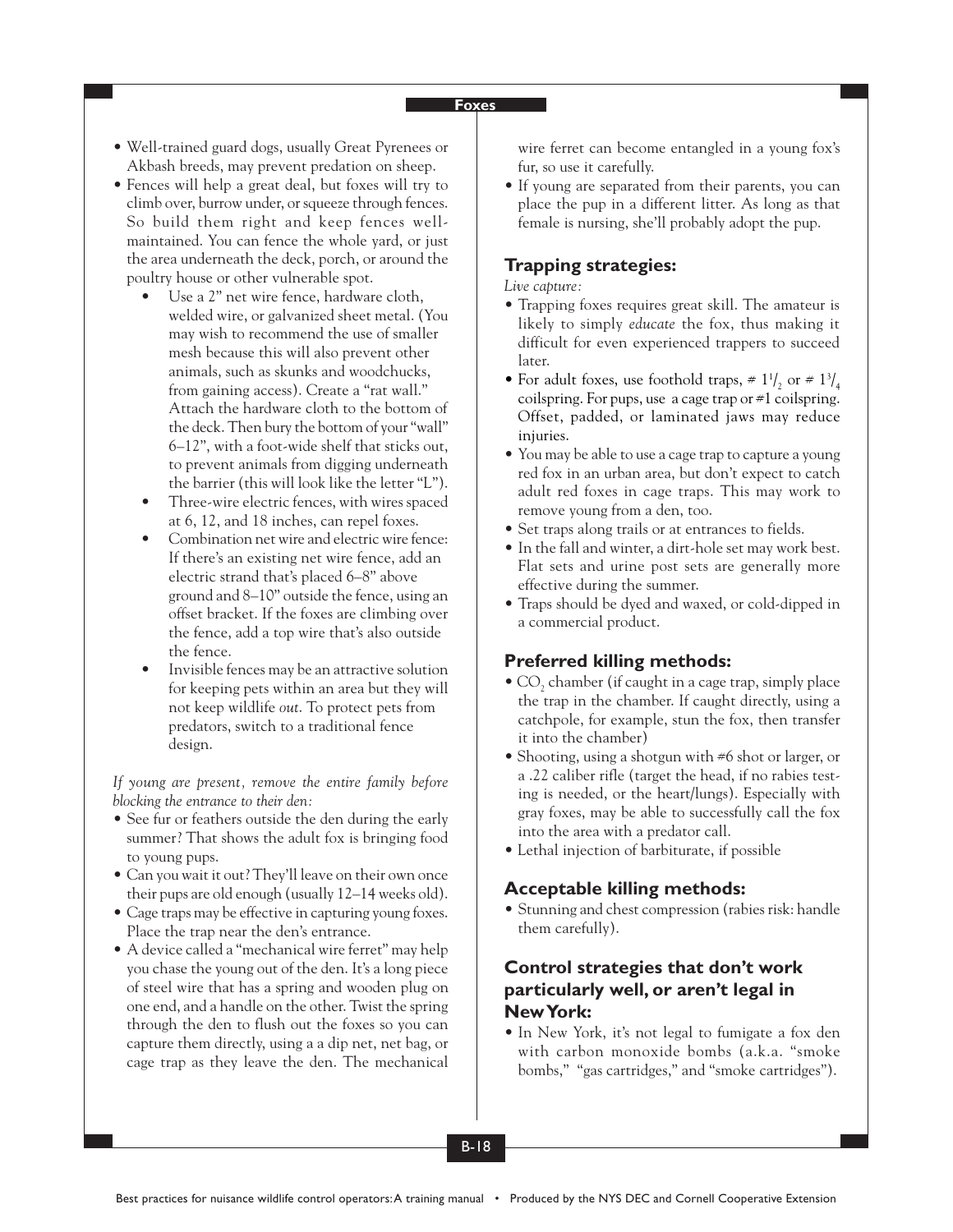- Well-trained guard dogs, usually Great Pyrenees or Akbash breeds, may prevent predation on sheep.
- Fences will help a great deal, but foxes will try to climb over, burrow under, or squeeze through fences. So build them right and keep fences well-maintained. You can fence the whole yard, or just the area underneath the deck, porch, or around the poultry house or other vulnerable spot.
  - Use a 2" net wire fence, hardware cloth, welded wire, or galvanized sheet metal. (You may wish to recommend the use of smaller mesh because this will also prevent other animals, such as skunks and woodchucks, from gaining access). Create a "rat wall." Attach the hardware cloth to the bottom of the deck. Then bury the bottom of your "wall" 6–12", with a foot-wide shelf that sticks out, to prevent animals from digging underneath the barrier (this will look like the letter "L").
  - Three-wire electric fences, with wires spaced at 6, 12, and 18 inches, can repel foxes.
  - Combination net wire and electric wire fence: If there's an existing net wire fence, add an electric strand that's placed 6–8" above ground and 8–10" outside the fence, using an offset bracket. If the foxes are climbing over the fence, add a top wire that's also outside the fence.
  - Invisible fences may be an attractive solution for keeping pets within an area but they will not keep wildlife *out*. To protect pets from predators, switch to a traditional fence design.

*If young are present, remove the entire family before blocking the entrance to their den:*

- See fur or feathers outside the den during the early summer? That shows the adult fox is bringing food to young pups.
- Can you wait it out? They'll leave on their own once their pups are old enough (usually 12–14 weeks old).
- Cage traps may be effective in capturing young foxes. Place the trap near the den's entrance.
- A device called a "mechanical wire ferret" may help you chase the young out of the den. It's a long piece of steel wire that has a spring and wooden plug on one end, and a handle on the other. Twist the spring through the den to flush out the foxes so you can capture them directly, using a a dip net, net bag, or cage trap as they leave the den. The mechanical wire ferret can become entangled in a young fox's fur, so use it carefully.
- If young are separated from their parents, you can place the pup in a different litter. As long as that female is nursing, she'll probably adopt the pup.

## Trapping strategies:

*Live capture:*

- Trapping foxes requires great skill. The amateur is likely to simply *educate* the fox, thus making it difficult for even experienced trappers to succeed later.
- For adult foxes, use foothold traps, # $1^1/_2$ or # $1^3/_4$ coilspring. For pups, use a cage trap or #1 coilspring. Offset, padded, or laminated jaws may reduce injuries.
- You may be able to use a cage trap to capture a young red fox in an urban area, but don't expect to catch adult red foxes in cage traps. This may work to remove young from a den, too.
- Set traps along trails or at entrances to fields.
- In the fall and winter, a dirt-hole set may work best. Flat sets and urine post sets are generally more effective during the summer.
- Traps should be dyed and waxed, or cold-dipped in a commercial product.

## Preferred killing methods:

- $CO_2$ chamber (if caught in a cage trap, simply place the trap in the chamber. If caught directly, using a catchpole, for example, stun the fox, then transfer it into the chamber)
- Shooting, using a shotgun with #6 shot or larger, or a .22 caliber rifle (target the head, if no rabies testing is needed, or the heart/lungs). Especially with gray foxes, may be able to successfully call the fox into the area with a predator call.
- Lethal injection of barbiturate, if possible

## Acceptable killing methods:

- Stunning and chest compression (rabies risk: handle them carefully).

## Control strategies that don't work particularly well, or aren't legal in New York:

- In New York, it's not legal to fumigate a fox den with carbon monoxide bombs (a.k.a. "smoke bombs," "gas cartridges," and "smoke cartridges").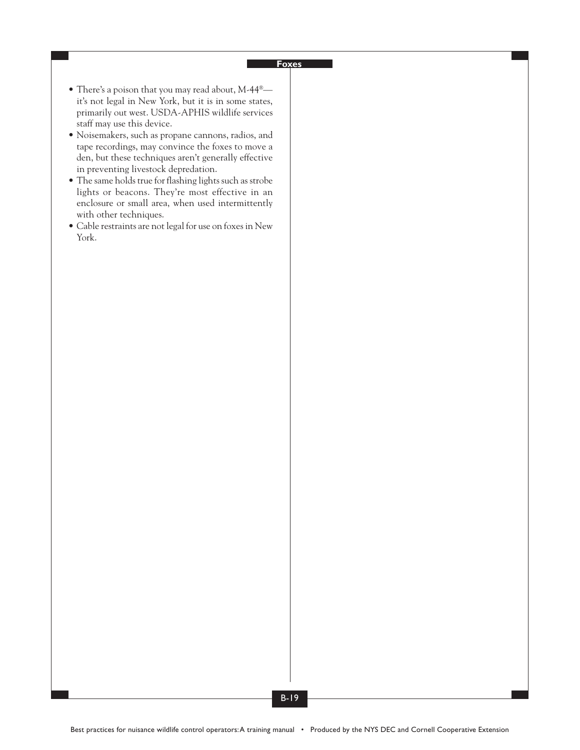- There's a poison that you may read about, M-44®—it's not legal in New York, but it is in some states, primarily out west. USDA-APHIS wildlife services staff may use this device.
- Noisemakers, such as propane cannons, radios, and tape recordings, may convince the foxes to move a den, but these techniques aren't generally effective in preventing livestock depredation.
- The same holds true for flashing lights such as strobe lights or beacons. They're most effective in an enclosure or small area, when used intermittently with other techniques.
- Cable restraints are not legal for use on foxes in New York.